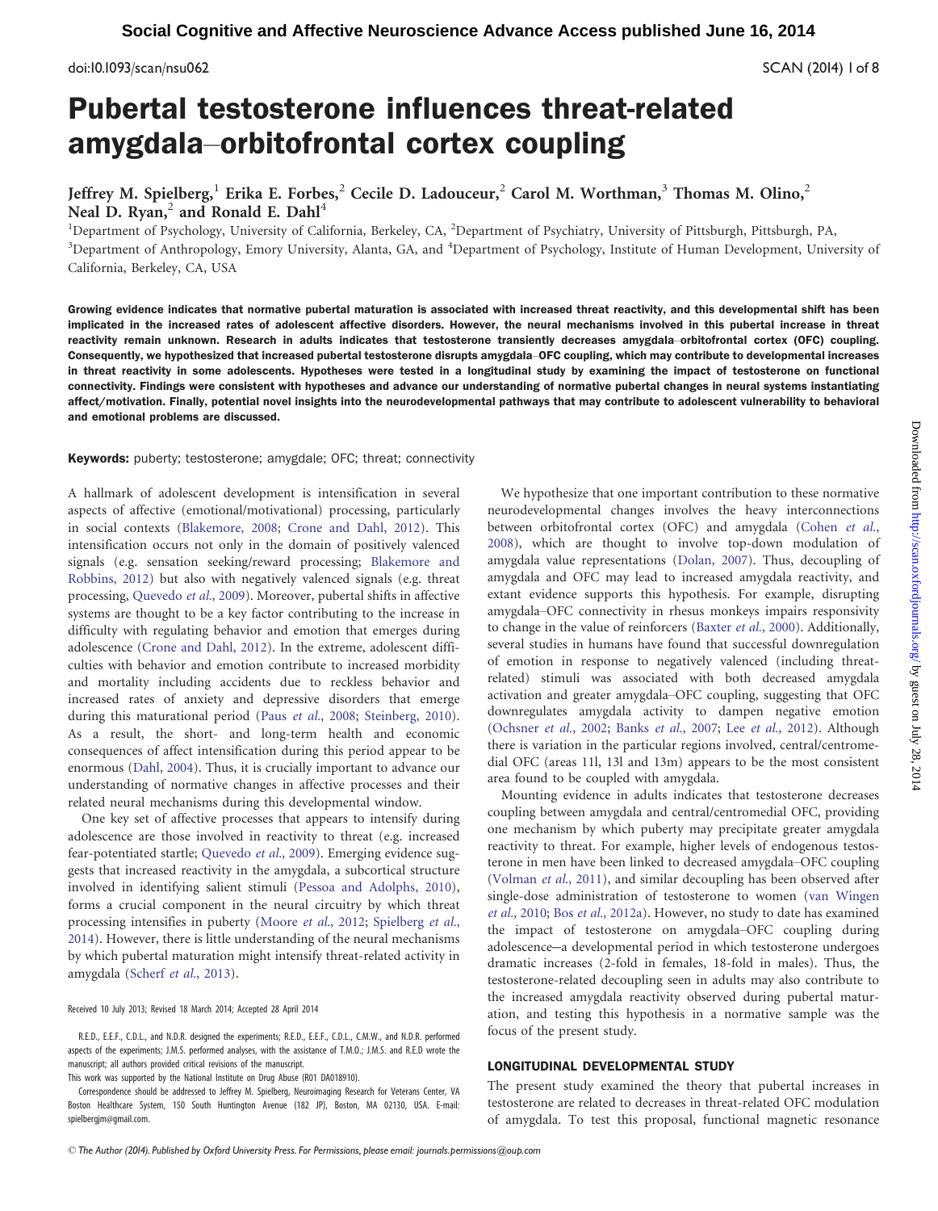# Pubertal testosterone influences threat-related amygdala–orbitofrontal cortex coupling

Jeffrey M. Spielberg,[1] Erika E. Forbes,[2] Cecile D. Ladouceur,[2] Carol M. Worthman,[3] Thomas M. Olino,[2] Neal D. Ryan,[2] and Ronald E. Dahl[4]

[1]Department of Psychology, University of California, Berkeley, CA, [2]Department of Psychiatry, University of Pittsburgh, Pittsburgh, PA, [3]Department of Anthropology, Emory University, Alanta, GA, and [4]Department of Psychology, Institute of Human Development, University of California, Berkeley, CA, USA

**Growing evidence indicates that normative pubertal maturation is associated with increased threat reactivity, and this developmental shift has been implicated in the increased rates of adolescent affective disorders. However, the neural mechanisms involved in this pubertal increase in threat reactivity remain unknown. Research in adults indicates that testosterone transiently decreases amygdala–orbitofrontal cortex (OFC) coupling. Consequently, we hypothesized that increased pubertal testosterone disrupts amygdala–OFC coupling, which may contribute to developmental increases in threat reactivity in some adolescents. Hypotheses were tested in a longitudinal study by examining the impact of testosterone on functional connectivity. Findings were consistent with hypotheses and advance our understanding of normative pubertal changes in neural systems instantiating affect/motivation. Finally, potential novel insights into the neurodevelopmental pathways that may contribute to adolescent vulnerability to behavioral and emotional problems are discussed.**

**Keywords:** puberty; testosterone; amygdale; OFC; threat; connectivity

A hallmark of adolescent development is intensification in several aspects of affective (emotional/motivational) processing, particularly in social contexts (Blakemore, 2008; Crone and Dahl, 2012). This intensification occurs not only in the domain of positively valenced signals (e.g. sensation seeking/reward processing; Blakemore and Robbins, 2012) but also with negatively valenced signals (e.g. threat processing, Quevedo *et al.*, 2009). Moreover, pubertal shifts in affective systems are thought to be a key factor contributing to the increase in difficulty with regulating behavior and emotion that emerges during adolescence (Crone and Dahl, 2012). In the extreme, adolescent difficulties with behavior and emotion contribute to increased morbidity and mortality including accidents due to reckless behavior and increased rates of anxiety and depressive disorders that emerge during this maturational period (Paus *et al.*, 2008; Steinberg, 2010). As a result, the short- and long-term health and economic consequences of affect intensification during this period appear to be enormous (Dahl, 2004). Thus, it is crucially important to advance our understanding of normative changes in affective processes and their related neural mechanisms during this developmental window.

One key set of affective processes that appears to intensify during adolescence are those involved in reactivity to threat (e.g. increased fear-potentiated startle; Quevedo *et al.*, 2009). Emerging evidence suggests that increased reactivity in the amygdala, a subcortical structure involved in identifying salient stimuli (Pessoa and Adolphs, 2010), forms a crucial component in the neural circuitry by which threat processing intensifies in puberty (Moore *et al.*, 2012; Spielberg *et al.*, 2014). However, there is little understanding of the neural mechanisms by which pubertal maturation might intensify threat-related activity in amygdala (Scherf *et al.*, 2013).

We hypothesize that one important contribution to these normative neurodevelopmental changes involves the heavy interconnections between orbitofrontal cortex (OFC) and amygdala (Cohen *et al.*, 2008), which are thought to involve top-down modulation of amygdala value representations (Dolan, 2007). Thus, decoupling of amygdala and OFC may lead to increased amygdala reactivity, and extant evidence supports this hypothesis. For example, disrupting amygdala–OFC connectivity in rhesus monkeys impairs responsivity to change in the value of reinforcers (Baxter *et al.*, 2000). Additionally, several studies in humans have found that successful downregulation of emotion in response to negatively valenced (including threat-related) stimuli was associated with both decreased amygdala activation and greater amygdala–OFC coupling, suggesting that OFC downregulates amygdala activity to dampen negative emotion (Ochsner *et al.*, 2002; Banks *et al.*, 2007; Lee *et al.*, 2012). Although there is variation in the particular regions involved, central/centromedial OFC (areas 11l, 13l and 13m) appears to be the most consistent area found to be coupled with amygdala.

Mounting evidence in adults indicates that testosterone decreases coupling between amygdala and central/centromedial OFC, providing one mechanism by which puberty may precipitate greater amygdala reactivity to threat. For example, higher levels of endogenous testosterone in men have been linked to decreased amygdala–OFC coupling (Volman *et al.*, 2011), and similar decoupling has been observed after single-dose administration of testosterone to women (van Wingen *et al.*, 2010; Bos *et al.*, 2012a). However, no study to date has examined the impact of testosterone on amygdala–OFC coupling during adolescence—a developmental period in which testosterone undergoes dramatic increases (2-fold in females, 18-fold in males). Thus, the testosterone-related decoupling seen in adults may also contribute to the increased amygdala reactivity observed during pubertal maturation, and testing this hypothesis in a normative sample was the focus of the present study.

## LONGITUDINAL DEVELOPMENTAL STUDY

The present study examined the theory that pubertal increases in testosterone are related to decreases in threat-related OFC modulation of amygdala. To test this proposal, functional magnetic resonance

Received 10 July 2013; Revised 18 March 2014; Accepted 28 April 2014

R.E.D., E.E.F., C.D.L., and N.D.R. designed the experiments; R.E.D., E.E.F., C.D.L., C.M.W., and N.D.R. performed aspects of the experiments; J.M.S. performed analyses, with the assistance of T.M.O.; J.M.S. and R.E.D wrote the manuscript; all authors provided critical revisions of the manuscript.

This work was supported by the National Institute on Drug Abuse (R01 DA018910).

Correspondence should be addressed to Jeffrey M. Spielberg, Neuroimaging Research for Veterans Center, VA Boston Healthcare System, 150 South Huntington Avenue (182 JP), Boston, MA 02130, USA. E-mail: spielbergjm@gmail.com.

© The Author (2014). Published by Oxford University Press. For Permissions, please email: journals.permissions@oup.com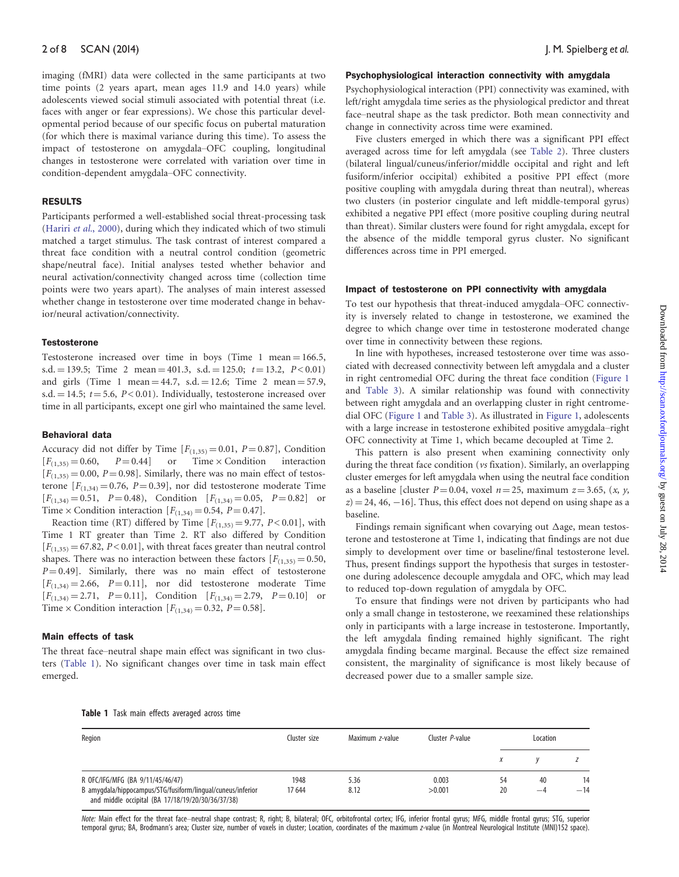imaging (fMRI) data were collected in the same participants at two time points (2 years apart, mean ages 11.9 and 14.0 years) while adolescents viewed social stimuli associated with potential threat (i.e. faces with anger or fear expressions). We chose this particular developmental period because of our specific focus on pubertal maturation (for which there is maximal variance during this time). To assess the impact of testosterone on amygdala–OFC coupling, longitudinal changes in testosterone were correlated with variation over time in condition-dependent amygdala–OFC connectivity.

## RESULTS

Participants performed a well-established social threat-processing task (Hariri *et al.*, 2000), during which they indicated which of two stimuli matched a target stimulus. The task contrast of interest compared a threat face condition with a neutral control condition (geometric shape/neutral face). Initial analyses tested whether behavior and neural activation/connectivity changed across time (collection time points were two years apart). The analyses of main interest assessed whether change in testosterone over time moderated change in behavior/neural activation/connectivity.

### Testosterone

Testosterone increased over time in boys (Time 1 mean = 166.5, s.d. = 139.5; Time 2 mean = 401.3, s.d. = 125.0; $t = 13.2$, $P < 0.01$) and girls (Time 1 mean = 44.7, s.d. = 12.6; Time 2 mean = 57.9, s.d. = 14.5; $t = 5.6$, $P < 0.01$). Individually, testosterone increased over time in all participants, except one girl who maintained the same level.

### Behavioral data

Accuracy did not differ by Time [$F_{(1,35)} = 0.01$, $P = 0.87$], Condition [$F_{(1,35)} = 0.60$, $P = 0.44$] or Time × Condition interaction [$F_{(1,35)} = 0.00$, $P = 0.98$]. Similarly, there was no main effect of testosterone [$F_{(1,34)} = 0.76$, $P = 0.39$], nor did testosterone moderate Time [$F_{(1,34)} = 0.51$, $P = 0.48$), Condition [$F_{(1,34)} = 0.05$, $P = 0.82$] or Time × Condition interaction [$F_{(1,34)} = 0.54$, $P = 0.47$].

Reaction time (RT) differed by Time [$F_{(1,35)} = 9.77$, $P < 0.01$], with Time 1 RT greater than Time 2. RT also differed by Condition [$F_{(1,35)} = 67.82$, $P < 0.01$], with threat faces greater than neutral control shapes. There was no interaction between these factors [$F_{(1,35)} = 0.50$, $P = 0.49$]. Similarly, there was no main effect of testosterone [$F_{(1,34)} = 2.66$, $P = 0.11$], nor did testosterone moderate Time [$F_{(1,34)} = 2.71$, $P = 0.11$], Condition [$F_{(1,34)} = 2.79$, $P = 0.10$] or Time × Condition interaction [$F_{(1,34)} = 0.32$, $P = 0.58$].

### Main effects of task

The threat face–neutral shape main effect was significant in two clusters (Table 1). No significant changes over time in task main effect emerged.

### Psychophysiological interaction connectivity with amygdala

Psychophysiological interaction (PPI) connectivity was examined, with left/right amygdala time series as the physiological predictor and threat face–neutral shape as the task predictor. Both mean connectivity and change in connectivity across time were examined.

Five clusters emerged in which there was a significant PPI effect averaged across time for left amygdala (see Table 2). Three clusters (bilateral lingual/cuneus/inferior/middle occipital and right and left fusiform/inferior occipital) exhibited a positive PPI effect (more positive coupling with amygdala during threat than neutral), whereas two clusters (in posterior cingulate and left middle-temporal gyrus) exhibited a negative PPI effect (more positive coupling during neutral than threat). Similar clusters were found for right amygdala, except for the absence of the middle temporal gyrus cluster. No significant differences across time in PPI emerged.

### Impact of testosterone on PPI connectivity with amygdala

To test our hypothesis that threat-induced amygdala–OFC connectivity is inversely related to change in testosterone, we examined the degree to which change over time in testosterone moderated change over time in connectivity between these regions.

In line with hypotheses, increased testosterone over time was associated with decreased connectivity between left amygdala and a cluster in right centromedial OFC during the threat face condition (Figure 1 and Table 3). A similar relationship was found with connectivity between right amygdala and an overlapping cluster in right centromedial OFC (Figure 1 and Table 3). As illustrated in Figure 1, adolescents with a large increase in testosterone exhibited positive amygdala–right OFC connectivity at Time 1, which became decoupled at Time 2.

This pattern is also present when examining connectivity only during the threat face condition (*vs* fixation). Similarly, an overlapping cluster emerges for left amygdala when using the neutral face condition as a baseline [cluster $P = 0.04$, voxel $n = 25$, maximum $z = 3.65$, $(x, y, z) = 24, 46, -16$]. Thus, this effect does not depend on using shape as a baseline.

Findings remain significant when covarying out Δage, mean testosterone and testosterone at Time 1, indicating that findings are not due simply to development over time or baseline/final testosterone level. Thus, present findings support the hypothesis that surges in testosterone during adolescence decouple amygdala and OFC, which may lead to reduced top-down regulation of amygdala by OFC.

To ensure that findings were not driven by participants who had only a small change in testosterone, we reexamined these relationships only in participants with a large increase in testosterone. Importantly, the left amygdala finding remained highly significant. The right amygdala finding became marginal. Because the effect size remained consistent, the marginality of significance is most likely because of decreased power due to a smaller sample size.

**Table 1** Task main effects averaged across time

| Region | Cluster size | Maximum *z*-value | Cluster *P*-value | Location | | |
|---|---|---|---|---|---|---|
| | | | | *x* | *y* | *z* |
| R OFC/IFG/MFG (BA 9/11/45/46/47) | 1948 | 5.36 | 0.003 | 54 | 40 | 14 |
| B amygdala/hippocampus/STG/fusiform/lingual/cuneus/inferior and middle occipital (BA 17/18/19/20/30/36/37/38) | 17 644 | 8.12 | >0.001 | 20 | −4 | −14 |

*Note*: Main effect for the threat face–neutral shape contrast; R, right; B, bilateral; OFC, orbitofrontal cortex; IFG, inferior frontal gyrus; MFG, middle frontal gyrus; STG, superior temporal gyrus; BA, Brodmann's area; Cluster size, number of voxels in cluster; Location, coordinates of the maximum *z*-value (in Montreal Neurological Institute (MNI)152 space).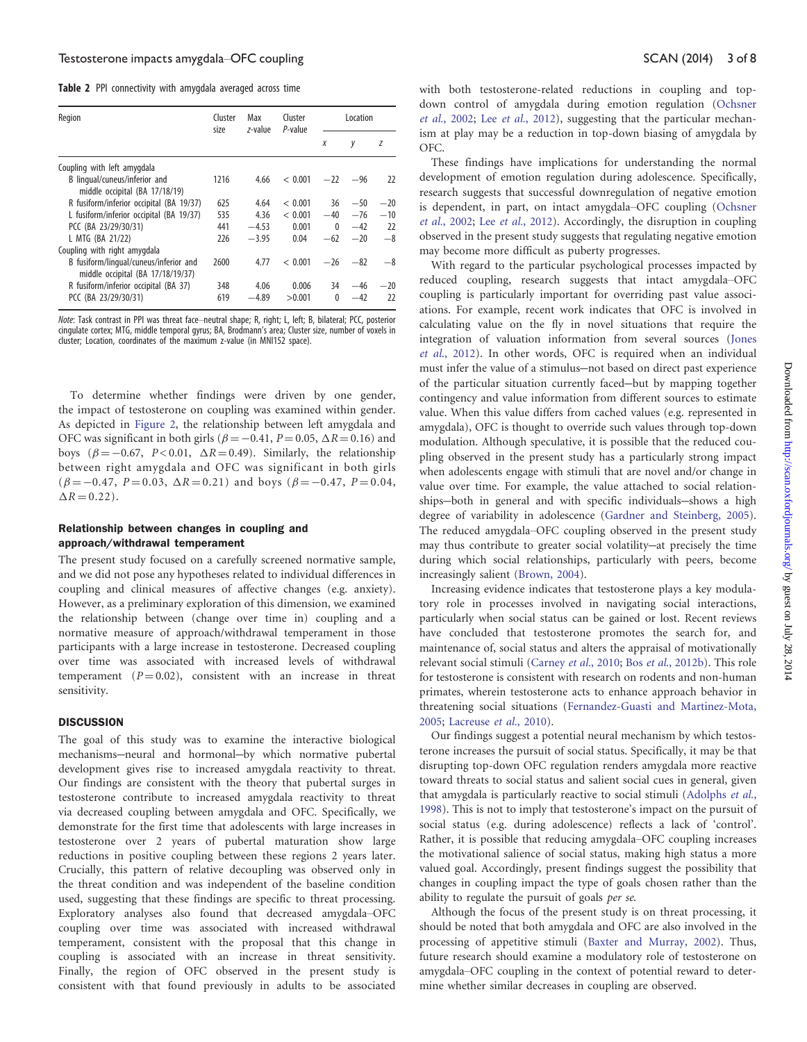**Table 2** PPI connectivity with amygdala averaged across time

| Region | Cluster size | Max z-value | Cluster P-value | Location | | |
|---|---|---|---|---|---|---|
| | | | | x | y | z |
| Coupling with left amygdala | | | | | | |
| B lingual/cuneus/inferior and middle occipital (BA 17/18/19) | 1216 | 4.66 | < 0.001 | −22 | −96 | 22 |
| R fusiform/inferior occipital (BA 19/37) | 625 | 4.64 | < 0.001 | 36 | −50 | −20 |
| L fusiform/inferior occipital (BA 19/37) | 535 | 4.36 | < 0.001 | −40 | −76 | −10 |
| PCC (BA 23/29/30/31) | 441 | −4.53 | 0.001 | 0 | −42 | 22 |
| L MTG (BA 21/22) | 226 | −3.95 | 0.04 | −62 | −20 | −8 |
| Coupling with right amygdala | | | | | | |
| B fusiform/lingual/cuneus/inferior and middle occipital (BA 17/18/19/37) | 2600 | 4.77 | < 0.001 | −26 | −82 | −8 |
| R fusiform/inferior occipital (BA 37) | 348 | 4.06 | 0.006 | 34 | −46 | −20 |
| PCC (BA 23/29/30/31) | 619 | −4.89 | >0.001 | 0 | −42 | 22 |

*Note*: Task contrast in PPI was threat face–neutral shape; R, right; L, left; B, bilateral; PCC, posterior cingulate cortex; MTG, middle temporal gyrus; BA, Brodmann's area; Cluster size, number of voxels in cluster; Location, coordinates of the maximum z-value (in MNI152 space).

To determine whether findings were driven by one gender, the impact of testosterone on coupling was examined within gender. As depicted in Figure 2, the relationship between left amygdala and OFC was significant in both girls ($\beta = -0.41$, $P = 0.05$, $\Delta R = 0.16$) and boys ($\beta = -0.67$, $P < 0.01$, $\Delta R = 0.49$). Similarly, the relationship between right amygdala and OFC was significant in both girls ($\beta = -0.47$, $P = 0.03$, $\Delta R = 0.21$) and boys ($\beta = -0.47$, $P = 0.04$, $\Delta R = 0.22$).

### Relationship between changes in coupling and approach/withdrawal temperament

The present study focused on a carefully screened normative sample, and we did not pose any hypotheses related to individual differences in coupling and clinical measures of affective changes (e.g. anxiety). However, as a preliminary exploration of this dimension, we examined the relationship between (change over time in) coupling and a normative measure of approach/withdrawal temperament in those participants with a large increase in testosterone. Decreased coupling over time was associated with increased levels of withdrawal temperament ($P = 0.02$), consistent with an increase in threat sensitivity.

## DISCUSSION

The goal of this study was to examine the interactive biological mechanisms—neural and hormonal—by which normative pubertal development gives rise to increased amygdala reactivity to threat. Our findings are consistent with the theory that pubertal surges in testosterone contribute to increased amygdala reactivity to threat via decreased coupling between amygdala and OFC. Specifically, we demonstrate for the first time that adolescents with large increases in testosterone over 2 years of pubertal maturation show large reductions in positive coupling between these regions 2 years later. Crucially, this pattern of relative decoupling was observed only in the threat condition and was independent of the baseline condition used, suggesting that these findings are specific to threat processing. Exploratory analyses also found that decreased amygdala–OFC coupling over time was associated with increased withdrawal temperament, consistent with the proposal that this change in coupling is associated with an increase in threat sensitivity. Finally, the region of OFC observed in the present study is consistent with that found previously in adults to be associated with both testosterone-related reductions in coupling and top-down control of amygdala during emotion regulation (Ochsner *et al.*, 2002; Lee *et al.*, 2012), suggesting that the particular mechanism at play may be a reduction in top-down biasing of amygdala by OFC.

These findings have implications for understanding the normal development of emotion regulation during adolescence. Specifically, research suggests that successful downregulation of negative emotion is dependent, in part, on intact amygdala–OFC coupling (Ochsner *et al.*, 2002; Lee *et al.*, 2012). Accordingly, the disruption in coupling observed in the present study suggests that regulating negative emotion may become more difficult as puberty progresses.

With regard to the particular psychological processes impacted by reduced coupling, research suggests that intact amygdala–OFC coupling is particularly important for overriding past value associations. For example, recent work indicates that OFC is involved in calculating value on the fly in novel situations that require the integration of valuation information from several sources (Jones *et al.*, 2012). In other words, OFC is required when an individual must infer the value of a stimulus—not based on direct past experience of the particular situation currently faced—but by mapping together contingency and value information from different sources to estimate value. When this value differs from cached values (e.g. represented in amygdala), OFC is thought to override such values through top-down modulation. Although speculative, it is possible that the reduced coupling observed in the present study has a particularly strong impact when adolescents engage with stimuli that are novel and/or change in value over time. For example, the value attached to social relationships—both in general and with specific individuals—shows a high degree of variability in adolescence (Gardner and Steinberg, 2005). The reduced amygdala–OFC coupling observed in the present study may thus contribute to greater social volatility—at precisely the time during which social relationships, particularly with peers, become increasingly salient (Brown, 2004).

Increasing evidence indicates that testosterone plays a key modulatory role in processes involved in navigating social interactions, particularly when social status can be gained or lost. Recent reviews have concluded that testosterone promotes the search for, and maintenance of, social status and alters the appraisal of motivationally relevant social stimuli (Carney *et al.*, 2010; Bos *et al.*, 2012b). This role for testosterone is consistent with research on rodents and non-human primates, wherein testosterone acts to enhance approach behavior in threatening social situations (Fernandez-Guasti and Martinez-Mota, 2005; Lacreuse *et al.*, 2010).

Our findings suggest a potential neural mechanism by which testosterone increases the pursuit of social status. Specifically, it may be that disrupting top-down OFC regulation renders amygdala more reactive toward threats to social status and salient social cues in general, given that amygdala is particularly reactive to social stimuli (Adolphs *et al.*, 1998). This is not to imply that testosterone's impact on the pursuit of social status (e.g. during adolescence) reflects a lack of 'control'. Rather, it is possible that reducing amygdala–OFC coupling increases the motivational salience of social status, making high status a more valued goal. Accordingly, present findings suggest the possibility that changes in coupling impact the type of goals chosen rather than the ability to regulate the pursuit of goals *per se*.

Although the focus of the present study is on threat processing, it should be noted that both amygdala and OFC are also involved in the processing of appetitive stimuli (Baxter and Murray, 2002). Thus, future research should examine a modulatory role of testosterone on amygdala–OFC coupling in the context of potential reward to determine whether similar decreases in coupling are observed.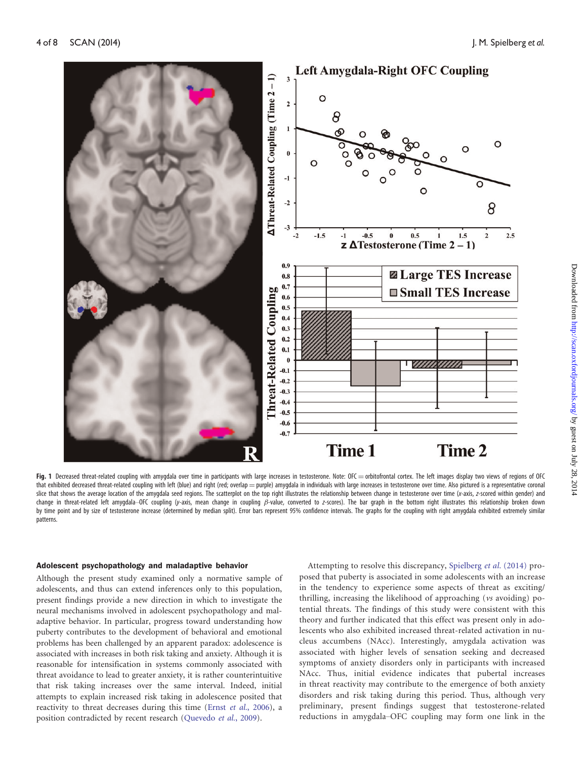Left Amygdala-Right OFC Coupling

ΔThreat-Related Coupling (Time 2 – 1)

z ΔTestosterone (Time 2 – 1)

Large TES Increase

Small TES Increase

Threat-Related Coupling

Time 1

Time 2

R

**Fig. 1** Decreased threat-related coupling with amygdala over time in participants with large increases in testosterone. Note: OFC = orbitofrontal cortex. The left images display two views of regions of OFC that exhibited decreased threat-related coupling with left (blue) and right (red; overlap = purple) amygdala in individuals with large increases in testosterone over time. Also pictured is a representative coronal slice that shows the average location of the amygdala seed regions. The scatterplot on the top right illustrates the relationship between change in testosterone over time (*x*-axis, *z*-scored within gender) and change in threat-related left amygdala–OFC coupling (*y*-axis, mean change in coupling $\beta$-value, converted to *z*-scores). The bar graph in the bottom right illustrates this relationship broken down by time point and by size of testosterone increase (determined by median split). Error bars represent 95% confidence intervals. The graphs for the coupling with right amygdala exhibited extremely similar patterns.

### Adolescent psychopathology and maladaptive behavior

Although the present study examined only a normative sample of adolescents, and thus can extend inferences only to this population, present findings provide a new direction in which to investigate the neural mechanisms involved in adolescent psychopathology and maladaptive behavior. In particular, progress toward understanding how puberty contributes to the development of behavioral and emotional problems has been challenged by an apparent paradox: adolescence is associated with increases in both risk taking and anxiety. Although it is reasonable for intensification in systems commonly associated with threat avoidance to lead to greater anxiety, it is rather counterintuitive that risk taking increases over the same interval. Indeed, initial attempts to explain increased risk taking in adolescence posited that reactivity to threat decreases during this time (Ernst *et al.*, 2006), a position contradicted by recent research (Quevedo *et al.*, 2009).

Attempting to resolve this discrepancy, Spielberg *et al.* (2014) proposed that puberty is associated in some adolescents with an increase in the tendency to experience some aspects of threat as exciting/thrilling, increasing the likelihood of approaching (*vs* avoiding) potential threats. The findings of this study were consistent with this theory and further indicated that this effect was present only in adolescents who also exhibited increased threat-related activation in nucleus accumbens (NAcc). Interestingly, amygdala activation was associated with higher levels of sensation seeking and decreased symptoms of anxiety disorders only in participants with increased NAcc. Thus, initial evidence indicates that pubertal increases in threat reactivity may contribute to the emergence of both anxiety disorders and risk taking during this period. Thus, although very preliminary, present findings suggest that testosterone-related reductions in amygdala–OFC coupling may form one link in the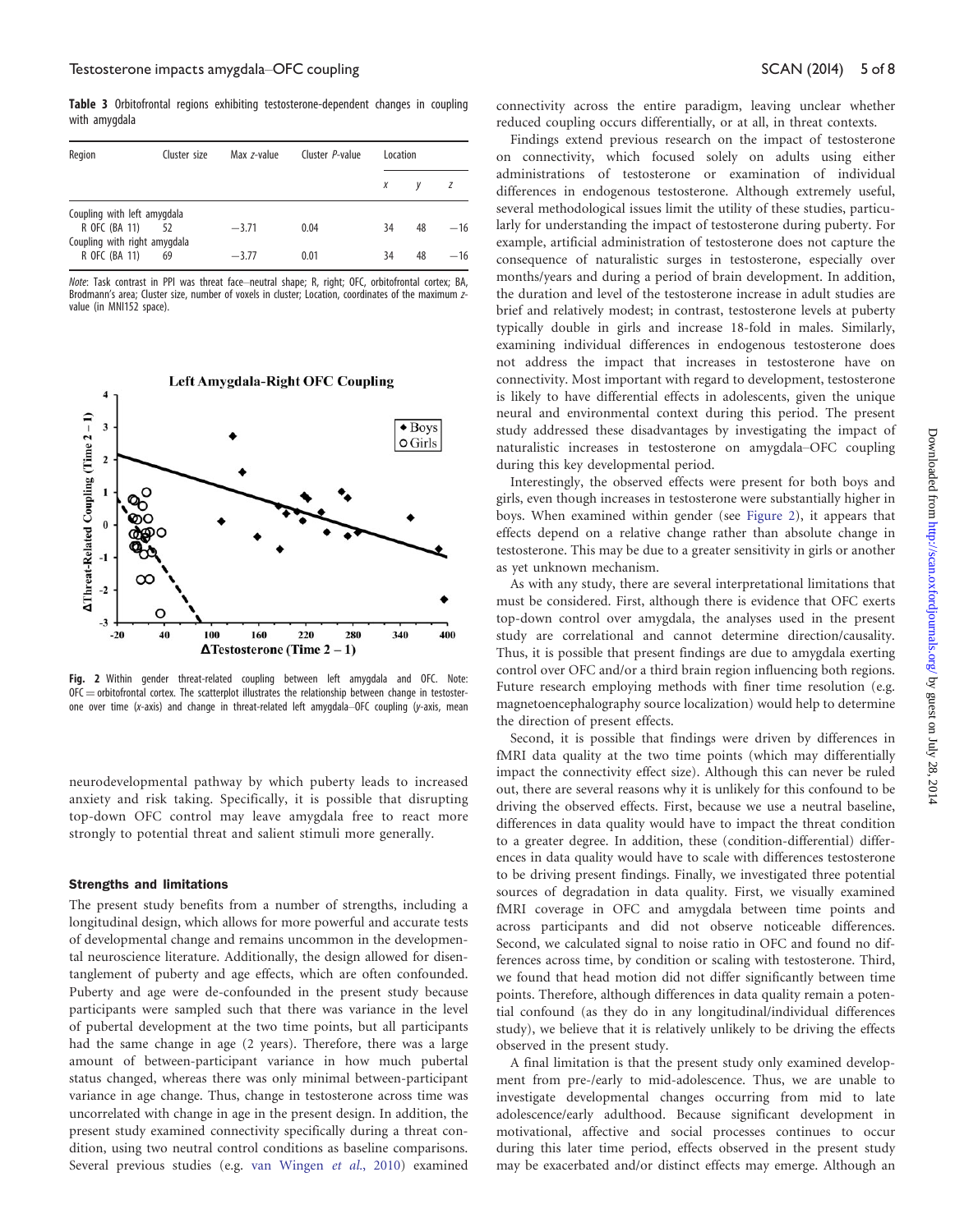**Table 3** Orbitofrontal regions exhibiting testosterone-dependent changes in coupling with amygdala

| Region | Cluster size | Max z-value | Cluster P-value | Location | | |
|---|---|---|---|---|---|---|
| | | | | x | y | z |
| Coupling with left amygdala | | | | | | |
| R OFC (BA 11) | 52 | −3.71 | 0.04 | 34 | 48 | −16 |
| Coupling with right amygdala | | | | | | |
| R OFC (BA 11) | 69 | −3.77 | 0.01 | 34 | 48 | −16 |

*Note*: Task contrast in PPI was threat face–neutral shape; R, right; OFC, orbitofrontal cortex; BA, Brodmann's area; Cluster size, number of voxels in cluster; Location, coordinates of the maximum z-value (in MNI152 space).

Left Amygdala-Right OFC Coupling

◆ Boys
○ Girls

ΔThreat-Related Coupling (Time 2 − 1)

4
3
2
1
0
-1
-2
-3

-20 40 100 160 220 280 340 400

ΔTestosterone (Time 2 − 1)

**Fig. 2** Within gender threat-related coupling between left amygdala and OFC. Note: OFC = orbitofrontal cortex. The scatterplot illustrates the relationship between change in testosterone over time (x-axis) and change in threat-related left amygdala–OFC coupling (y-axis, mean

neurodevelopmental pathway by which puberty leads to increased anxiety and risk taking. Specifically, it is possible that disrupting top-down OFC control may leave amygdala free to react more strongly to potential threat and salient stimuli more generally.

### Strengths and limitations

The present study benefits from a number of strengths, including a longitudinal design, which allows for more powerful and accurate tests of developmental change and remains uncommon in the developmental neuroscience literature. Additionally, the design allowed for disentanglement of puberty and age effects, which are often confounded. Puberty and age were de-confounded in the present study because participants were sampled such that there was variance in the level of pubertal development at the two time points, but all participants had the same change in age (2 years). Therefore, there was a large amount of between-participant variance in how much pubertal status changed, whereas there was only minimal between-participant variance in age change. Thus, change in testosterone across time was uncorrelated with change in age in the present design. In addition, the present study examined connectivity specifically during a threat condition, using two neutral control conditions as baseline comparisons. Several previous studies (e.g. van Wingen *et al.*, 2010) examined connectivity across the entire paradigm, leaving unclear whether reduced coupling occurs differentially, or at all, in threat contexts.

Findings extend previous research on the impact of testosterone on connectivity, which focused solely on adults using either administrations of testosterone or examination of individual differences in endogenous testosterone. Although extremely useful, several methodological issues limit the utility of these studies, particularly for understanding the impact of testosterone during puberty. For example, artificial administration of testosterone does not capture the consequence of naturalistic surges in testosterone, especially over months/years and during a period of brain development. In addition, the duration and level of the testosterone increase in adult studies are brief and relatively modest; in contrast, testosterone levels at puberty typically double in girls and increase 18-fold in males. Similarly, examining individual differences in endogenous testosterone does not address the impact that increases in testosterone have on connectivity. Most important with regard to development, testosterone is likely to have differential effects in adolescents, given the unique neural and environmental context during this period. The present study addressed these disadvantages by investigating the impact of naturalistic increases in testosterone on amygdala–OFC coupling during this key developmental period.

Interestingly, the observed effects were present for both boys and girls, even though increases in testosterone were substantially higher in boys. When examined within gender (see Figure 2), it appears that effects depend on a relative change rather than absolute change in testosterone. This may be due to a greater sensitivity in girls or another as yet unknown mechanism.

As with any study, there are several interpretational limitations that must be considered. First, although there is evidence that OFC exerts top-down control over amygdala, the analyses used in the present study are correlational and cannot determine direction/causality. Thus, it is possible that present findings are due to amygdala exerting control over OFC and/or a third brain region influencing both regions. Future research employing methods with finer time resolution (e.g. magnetoencephalography source localization) would help to determine the direction of present effects.

Second, it is possible that findings were driven by differences in fMRI data quality at the two time points (which may differentially impact the connectivity effect size). Although this can never be ruled out, there are several reasons why it is unlikely for this confound to be driving the observed effects. First, because we use a neutral baseline, differences in data quality would have to impact the threat condition to a greater degree. In addition, these (condition-differential) differences in data quality would have to scale with differences testosterone to be driving present findings. Finally, we investigated three potential sources of degradation in data quality. First, we visually examined fMRI coverage in OFC and amygdala between time points and across participants and did not observe noticeable differences. Second, we calculated signal to noise ratio in OFC and found no differences across time, by condition or scaling with testosterone. Third, we found that head motion did not differ significantly between time points. Therefore, although differences in data quality remain a potential confound (as they do in any longitudinal/individual differences study), we believe that it is relatively unlikely to be driving the effects observed in the present study.

A final limitation is that the present study only examined development from pre-/early to mid-adolescence. Thus, we are unable to investigate developmental changes occurring from mid to late adolescence/early adulthood. Because significant development in motivational, affective and social processes continues to occur during this later time period, effects observed in the present study may be exacerbated and/or distinct effects may emerge. Although an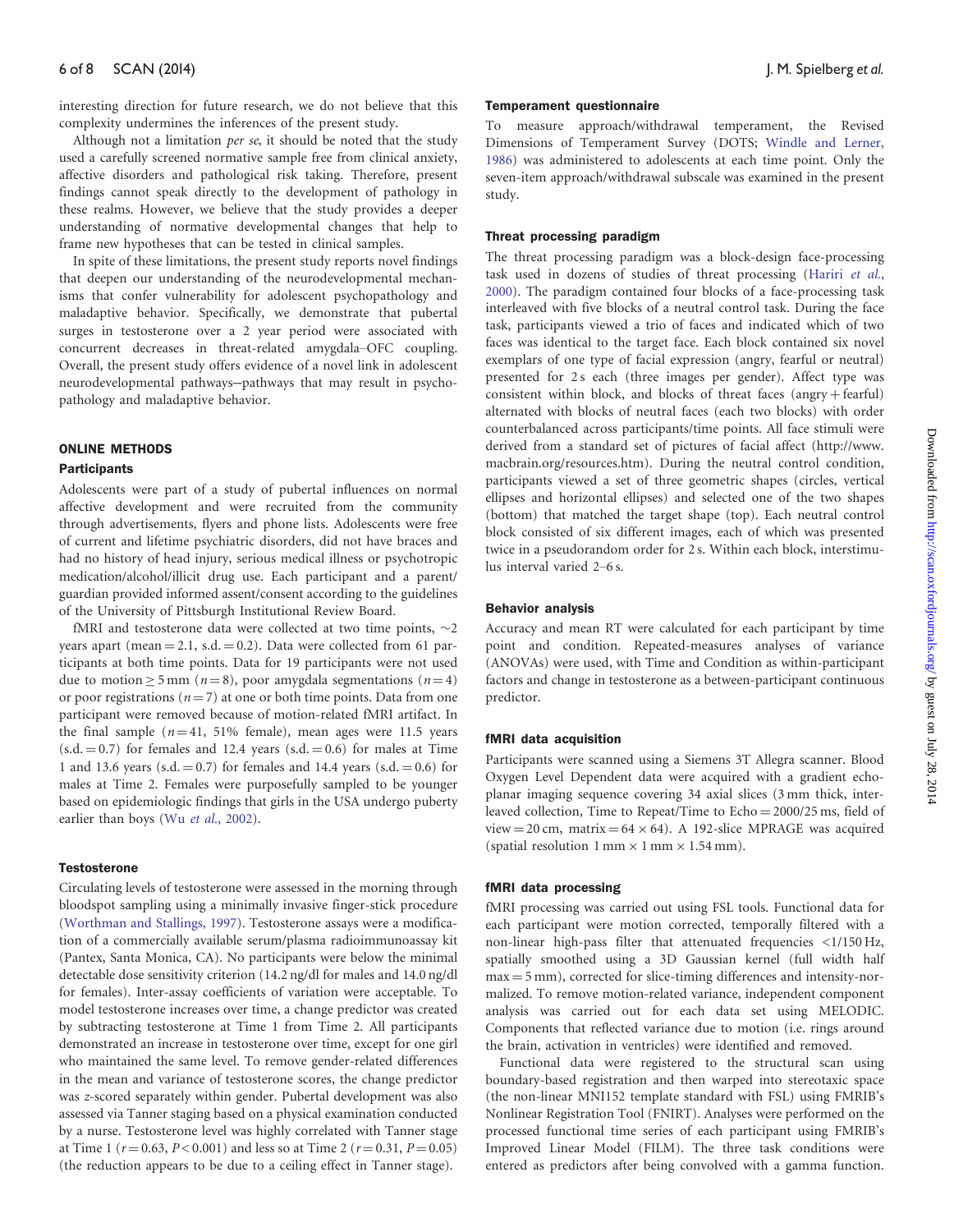interesting direction for future research, we do not believe that this complexity undermines the inferences of the present study.

Although not a limitation *per se*, it should be noted that the study used a carefully screened normative sample free from clinical anxiety, affective disorders and pathological risk taking. Therefore, present findings cannot speak directly to the development of pathology in these realms. However, we believe that the study provides a deeper understanding of normative developmental changes that help to frame new hypotheses that can be tested in clinical samples.

In spite of these limitations, the present study reports novel findings that deepen our understanding of the neurodevelopmental mechanisms that confer vulnerability for adolescent psychopathology and maladaptive behavior. Specifically, we demonstrate that pubertal surges in testosterone over a 2 year period were associated with concurrent decreases in threat-related amygdala–OFC coupling. Overall, the present study offers evidence of a novel link in adolescent neurodevelopmental pathways—pathways that may result in psychopathology and maladaptive behavior.

## ONLINE METHODS

### Participants

Adolescents were part of a study of pubertal influences on normal affective development and were recruited from the community through advertisements, flyers and phone lists. Adolescents were free of current and lifetime psychiatric disorders, did not have braces and had no history of head injury, serious medical illness or psychotropic medication/alcohol/illicit drug use. Each participant and a parent/guardian provided informed assent/consent according to the guidelines of the University of Pittsburgh Institutional Review Board.

fMRI and testosterone data were collected at two time points, ~2 years apart (mean = 2.1, s.d. = 0.2). Data were collected from 61 participants at both time points. Data for 19 participants were not used due to motion ≥ 5 mm ($n = 8$), poor amygdala segmentations ($n = 4$) or poor registrations ($n = 7$) at one or both time points. Data from one participant were removed because of motion-related fMRI artifact. In the final sample ($n = 41$, 51% female), mean ages were 11.5 years (s.d. = 0.7) for females and 12.4 years (s.d. = 0.6) for males at Time 1 and 13.6 years (s.d. = 0.7) for females and 14.4 years (s.d. = 0.6) for males at Time 2. Females were purposefully sampled to be younger based on epidemiologic findings that girls in the USA undergo puberty earlier than boys (Wu *et al.*, 2002).

### Testosterone

Circulating levels of testosterone were assessed in the morning through bloodspot sampling using a minimally invasive finger-stick procedure (Worthman and Stallings, 1997). Testosterone assays were a modification of a commercially available serum/plasma radioimmunoassay kit (Pantex, Santa Monica, CA). No participants were below the minimal detectable dose sensitivity criterion (14.2 ng/dl for males and 14.0 ng/dl for females). Inter-assay coefficients of variation were acceptable. To model testosterone increases over time, a change predictor was created by subtracting testosterone at Time 1 from Time 2. All participants demonstrated an increase in testosterone over time, except for one girl who maintained the same level. To remove gender-related differences in the mean and variance of testosterone scores, the change predictor was *z*-scored separately within gender. Pubertal development was also assessed via Tanner staging based on a physical examination conducted by a nurse. Testosterone level was highly correlated with Tanner stage at Time 1 ($r = 0.63$, $P < 0.001$) and less so at Time 2 ($r = 0.31$, $P = 0.05$) (the reduction appears to be due to a ceiling effect in Tanner stage).

### Temperament questionnaire

To measure approach/withdrawal temperament, the Revised Dimensions of Temperament Survey (DOTS; Windle and Lerner, 1986) was administered to adolescents at each time point. Only the seven-item approach/withdrawal subscale was examined in the present study.

### Threat processing paradigm

The threat processing paradigm was a block-design face-processing task used in dozens of studies of threat processing (Hariri *et al.*, 2000). The paradigm contained four blocks of a face-processing task interleaved with five blocks of a neutral control task. During the face task, participants viewed a trio of faces and indicated which of two faces was identical to the target face. Each block contained six novel exemplars of one type of facial expression (angry, fearful or neutral) presented for 2 s each (three images per gender). Affect type was consistent within block, and blocks of threat faces (angry + fearful) alternated with blocks of neutral faces (each two blocks) with order counterbalanced across participants/time points. All face stimuli were derived from a standard set of pictures of facial affect (http://www.macbrain.org/resources.htm). During the neutral control condition, participants viewed a set of three geometric shapes (circles, vertical ellipses and horizontal ellipses) and selected one of the two shapes (bottom) that matched the target shape (top). Each neutral control block consisted of six different images, each of which was presented twice in a pseudorandom order for 2 s. Within each block, interstimulus interval varied 2–6 s.

### Behavior analysis

Accuracy and mean RT were calculated for each participant by time point and condition. Repeated-measures analyses of variance (ANOVAs) were used, with Time and Condition as within-participant factors and change in testosterone as a between-participant continuous predictor.

### fMRI data acquisition

Participants were scanned using a Siemens 3T Allegra scanner. Blood Oxygen Level Dependent data were acquired with a gradient echo-planar imaging sequence covering 34 axial slices (3 mm thick, interleaved collection, Time to Repeat/Time to Echo = 2000/25 ms, field of view = 20 cm, matrix = 64 × 64). A 192-slice MPRAGE was acquired (spatial resolution 1 mm × 1 mm × 1.54 mm).

### fMRI data processing

fMRI processing was carried out using FSL tools. Functional data for each participant were motion corrected, temporally filtered with a non-linear high-pass filter that attenuated frequencies <1/150 Hz, spatially smoothed using a 3D Gaussian kernel (full width half max = 5 mm), corrected for slice-timing differences and intensity-normalized. To remove motion-related variance, independent component analysis was carried out for each data set using MELODIC. Components that reflected variance due to motion (i.e. rings around the brain, activation in ventricles) were identified and removed.

Functional data were registered to the structural scan using boundary-based registration and then warped into stereotaxic space (the non-linear MNI152 template standard with FSL) using FMRIB's Nonlinear Registration Tool (FNIRT). Analyses were performed on the processed functional time series of each participant using FMRIB's Improved Linear Model (FILM). The three task conditions were entered as predictors after being convolved with a gamma function.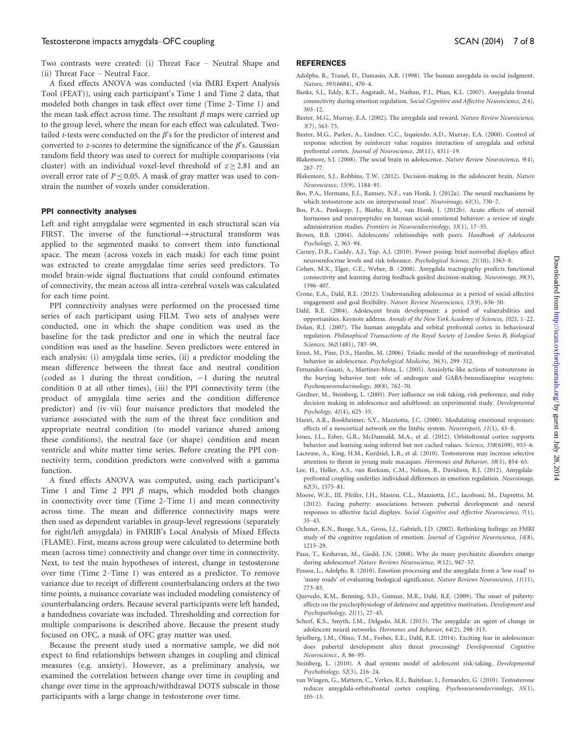Two contrasts were created: (i) Threat Face – Neutral Shape and (ii) Threat Face – Neutral Face.

A fixed effects ANOVA was conducted (via fMRI Expert Analysis Tool (FEAT)), using each participant's Time 1 and Time 2 data, that modeled both changes in task effect over time (Time 2–Time 1) and the mean task effect across time. The resultant $\beta$ maps were carried up to the group level, where the mean for each effect was calculated. Two-tailed $t$-tests were conducted on the $\beta$'s for the predictor of interest and converted to $z$-scores to determine the significance of the $\beta$'s. Gaussian random field theory was used to correct for multiple comparisons (via cluster) with an individual voxel-level threshold of $z \geq 2.81$ and an overall error rate of $P \leq 0.05$. A mask of gray matter was used to constrain the number of voxels under consideration.

### PPI connectivity analyses

Left and right amygdalae were segmented in each structural scan via FIRST. The inverse of the functional→structural transform was applied to the segmented masks to convert them into functional space. The mean (across voxels in each mask) for each time point was extracted to create amygdalae time series seed predictors. To model brain-wide signal fluctuations that could confound estimates of connectivity, the mean across all intra-cerebral voxels was calculated for each time point.

PPI connectivity analyses were performed on the processed time series of each participant using FILM. Two sets of analyses were conducted, one in which the shape condition was used as the baseline for the task predictor and one in which the neutral face condition was used as the baseline. Seven predictors were entered in each analysis: (i) amygdala time series, (ii) a predictor modeling the mean difference between the threat face and neutral condition (coded as 1 during the threat condition, −1 during the neutral condition 0 at all other times), (iii) the PPI connectivity term (the product of amygdala time series and the condition difference predictor) and (iv–vii) four nuisance predictors that modeled the variance associated with the sum of the threat face condition and appropriate neutral condition (to model variance shared among these conditions), the neutral face (or shape) condition and mean ventricle and white matter time series. Before creating the PPI connectivity term, condition predictors were convolved with a gamma function.

A fixed effects ANOVA was computed, using each participant's Time 1 and Time 2 PPI $\beta$ maps, which modeled both changes in connectivity over time (Time 2–Time 1) and mean connectivity across time. The mean and difference connectivity maps were then used as dependent variables in group-level regressions (separately for right/left amygdala) in FMRIB's Local Analysis of Mixed Effects (FLAME). First, means across group were calculated to determine both mean (across time) connectivity and change over time in connectivity. Next, to test the main hypotheses of interest, change in testosterone over time (Time 2–Time 1) was entered as a predictor. To remove variance due to receipt of different counterbalancing orders at the two time points, a nuisance covariate was included modeling consistency of counterbalancing orders. Because several participants were left handed, a handedness covariate was included. Thresholding and correction for multiple comparisons is described above. Because the present study focused on OFC, a mask of OFC gray matter was used.

Because the present study used a normative sample, we did not expect to find relationships between changes in coupling and clinical measures (e.g. anxiety). However, as a preliminary analysis, we examined the correlation between change over time in coupling and change over time in the approach/withdrawal DOTS subscale in those participants with a large change in testosterone over time.

## REFERENCES

Adolphs, R., Tranel, D., Damasio, A.R. (1998). The human amygdala in social judgment. *Nature*, *393*(6684), 470–4.

Banks, S.J., Eddy, K.T., Angstadt, M., Nathan, P.J., Phan, K.L. (2007). Amygdala-frontal connectivity during emotion regulation. *Social Cognitive and Affective Neuroscience*, *2*(4), 303–12.

Baxter, M.G., Murray, E.A. (2002). The amygdala and reward. *Nature Review Neuroscience*, *3*(7), 563–73.

Baxter, M.G., Parker, A., Lindner, C.C., Izquierdo, A.D., Murray, E.A. (2000). Control of response selection by reinforcer value requires interaction of amygdala and orbital prefrontal cortex. *Journal of Neuroscience*, *20*(11), 4311–19.

Blakemore, S.J. (2008). The social brain in adolescence. *Nature Review Neuroscience*, *9*(4), 267–77.

Blakemore, S.J., Robbins, T.W. (2012). Decision-making in the adolescent brain. *Nature Neuroscience*, *15*(9), 1184–91.

Bos, P.A., Hermans, E.J., Ramsey, N.F., van Honk, J. (2012a). The neural mechanisms by which testosterone acts on interpersonal trust'. *Neuroimage*, *61*(3), 730–7.

Bos, P.A., Panksepp, J., Bluthe, R.M., van Honk, J. (2012b). Acute effects of steroid hormones and neuropeptides on human social-emotional behavior: a review of single administration studies. *Frontiers in Neuroendocrinology*, *33*(1), 17–35.

Brown, B.B. (2004). Adolescents' relationships with peers. *Handbook of Adolescent Psychology*, *2*, 363–94.

Carney, D.R., Cuddy, A.J., Yap, A.J. (2010). Power posing: brief nonverbal displays affect neuroendocrine levels and risk tolerance. *Psychological Science*, *21*(10), 1363–8.

Cohen, M.X., Elger, C.E., Weber, B. (2008). Amygdala tractography predicts functional connectivity and learning during feedback-guided decision-making. *Neuroimage*, *39*(3), 1396–407.

Crone, E.A., Dahl, R.E. (2012). Understanding adolescence as a period of social-affective engagement and goal flexibility. *Nature Review Neuroscience*, *13*(9), 636–50.

Dahl, R.E. (2004). Adolescent brain development: a period of vulnerabilities and opportunities. Keynote address. *Annals of the New York Academy of Sciences*, *1021*, 1–22.

Dolan, R.J. (2007). The human amygdala and orbital prefrontal cortex in behavioural regulation. *Philosophical Transactions of the Royal Society of London Series B, Biological Sciences*, *362*(1481), 787–99.

Ernst, M., Pine, D.S., Hardin, M. (2006). Triadic model of the neurobiology of motivated behavior in adolescence. *Psychological Medicine*, *36*(3), 299–312.

Fernandez-Guasti, A., Martinez-Mota, L. (2005). Anxiolytic-like actions of testosterone in the burying behavior test: role of androgen and GABA-benzodiazepine receptors. *Psychoneuroendocrinology*, *30*(8), 762–70.

Gardner, M., Steinberg, L. (2005). Peer influence on risk taking, risk preference, and risky decision making in adolescence and adulthood: an experimental study. *Developmental Psychology*, *41*(4), 625–35.

Hariri, A.R., Bookheimer, S.Y., Mazziotta, J.C. (2000). Modulating emotional responses: effects of a neocortical network on the limbic system. *Neuroreport*, *11*(1), 43–8.

Jones, J.L., Esber, G.R., McDannald, M.A., et al. (2012). Orbitofrontal cortex supports behavior and learning using inferred but not cached values. *Science*, *338*(6109), 953–6.

Lacreuse, A., King, H.M., Kurdziel, L.B., et al. (2010). Testosterone may increase selective attention to threat in young male macaques. *Hormones and Behavior*, *58*(5), 854–63.

Lee, H., Heller, A.S., van Reekum, C.M., Nelson, B., Davidson, R.J. (2012). Amygdala-prefrontal coupling underlies individual differences in emotion regulation. *Neuroimage*, *62*(3), 1575–81.

Moore, W.E., III, Pfeifer, J.H., Masten, C.L., Mazziotta, J.C., Iacoboni, M., Dapretto, M. (2012). Facing puberty: associations between pubertal development and neural responses to affective facial displays. *Social Cognitive and Affective Neuroscience*, *7*(1), 35–43.

Ochsner, K.N., Bunge, S.A., Gross, J.J., Gabrieli, J.D. (2002). Rethinking feelings: an FMRI study of the cognitive regulation of emotion. *Journal of Cognitive Neuroscience*, *14*(8), 1215–29.

Paus, T., Keshavan, M., Giedd, J.N. (2008). Why do many psychiatric disorders emerge during adolescence? *Nature Reviews Neuroscience*, *9*(12), 947–57.

Pessoa, L., Adolphs, R. (2010). Emotion processing and the amygdala: from a 'low road' to 'many roads' of evaluating biological significance. *Nature Reviews Neuroscience*, *11*(11), 773–83.

Quevedo, K.M., Benning, S.D., Gunnar, M.R., Dahl, R.E. (2009). The onset of puberty: effects on the psychophysiology of defensive and appetitive motivation. *Development and Psychopathology*, *21*(1), 27–45.

Scherf, K.S., Smyth, J.M., Delgado, M.R. (2013). The amygdala: an agent of change in adolescent neural networks. *Hormones and Behavior*, *64*(2), 298–313.

Spielberg, J.M., Olino, T.M., Forbes, E.E., Dahl, R.E. (2014). Exciting fear in adolescence: does pubertal development alter threat processing? *Developmental Cognitive Neuroscience.*, *8*, 86–95.

Steinberg, L. (2010). A dual systems model of adolescent risk-taking. *Developmental Psychobiology*, *52*(3), 216–24.

van Wingen, G., Mattern, C., Verkes, R.J., Buitelaar, J., Fernandez, G. (2010). Testosterone reduces amygdala-orbitofrontal cortex coupling. *Psychoneuroendocrinology*, *35*(1), 105–13.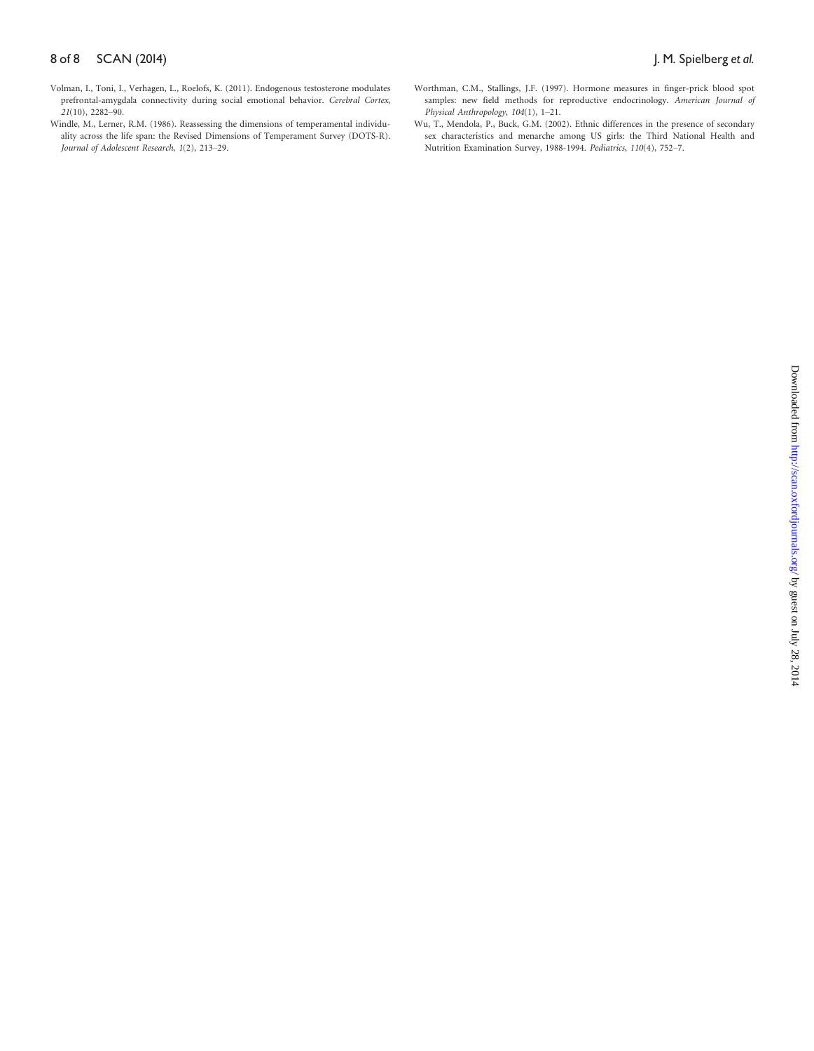Volman, I., Toni, I., Verhagen, L., Roelofs, K. (2011). Endogenous testosterone modulates prefrontal-amygdala connectivity during social emotional behavior. *Cerebral Cortex*, *21*(10), 2282–90.

Windle, M., Lerner, R.M. (1986). Reassessing the dimensions of temperamental individuality across the life span: the Revised Dimensions of Temperament Survey (DOTS-R). *Journal of Adolescent Research*, *1*(2), 213–29.

Worthman, C.M., Stallings, J.F. (1997). Hormone measures in finger-prick blood spot samples: new field methods for reproductive endocrinology. *American Journal of Physical Anthropology*, *104*(1), 1–21.

Wu, T., Mendola, P., Buck, G.M. (2002). Ethnic differences in the presence of secondary sex characteristics and menarche among US girls: the Third National Health and Nutrition Examination Survey, 1988-1994. *Pediatrics*, *110*(4), 752–7.